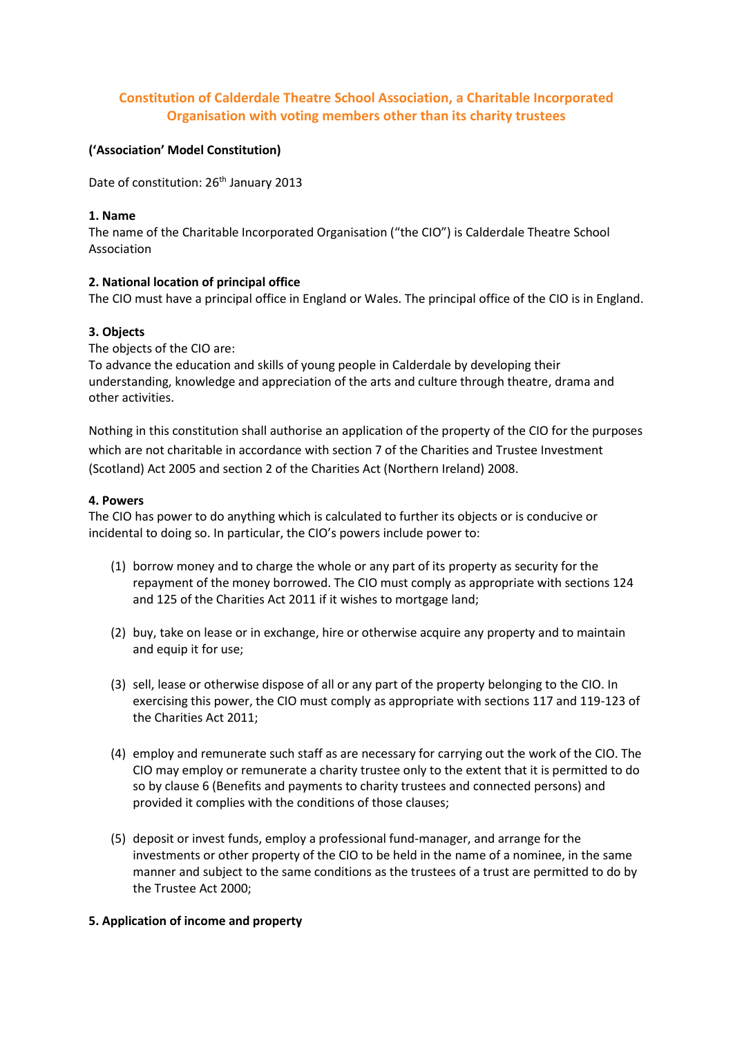# Constitution of Calderdale Theatre School Association, a Charitable Incorporated Organisation with voting members other than its charity trustees

**('Association' Model Constitution)**

Date of constitution: 26th January 2013

**1. Name**
The name of the Charitable Incorporated Organisation ("the CIO") is Calderdale Theatre School Association

**2. National location of principal office**
The CIO must have a principal office in England or Wales. The principal office of the CIO is in England.

**3. Objects**
The objects of the CIO are:
To advance the education and skills of young people in Calderdale by developing their understanding, knowledge and appreciation of the arts and culture through theatre, drama and other activities.

Nothing in this constitution shall authorise an application of the property of the CIO for the purposes which are not charitable in accordance with section 7 of the Charities and Trustee Investment (Scotland) Act 2005 and section 2 of the Charities Act (Northern Ireland) 2008.

**4. Powers**
The CIO has power to do anything which is calculated to further its objects or is conducive or incidental to doing so. In particular, the CIO's powers include power to:

(1) borrow money and to charge the whole or any part of its property as security for the repayment of the money borrowed. The CIO must comply as appropriate with sections 124 and 125 of the Charities Act 2011 if it wishes to mortgage land;

(2) buy, take on lease or in exchange, hire or otherwise acquire any property and to maintain and equip it for use;

(3) sell, lease or otherwise dispose of all or any part of the property belonging to the CIO. In exercising this power, the CIO must comply as appropriate with sections 117 and 119-123 of the Charities Act 2011;

(4) employ and remunerate such staff as are necessary for carrying out the work of the CIO. The CIO may employ or remunerate a charity trustee only to the extent that it is permitted to do so by clause 6 (Benefits and payments to charity trustees and connected persons) and provided it complies with the conditions of those clauses;

(5) deposit or invest funds, employ a professional fund-manager, and arrange for the investments or other property of the CIO to be held in the name of a nominee, in the same manner and subject to the same conditions as the trustees of a trust are permitted to do by the Trustee Act 2000;

**5. Application of income and property**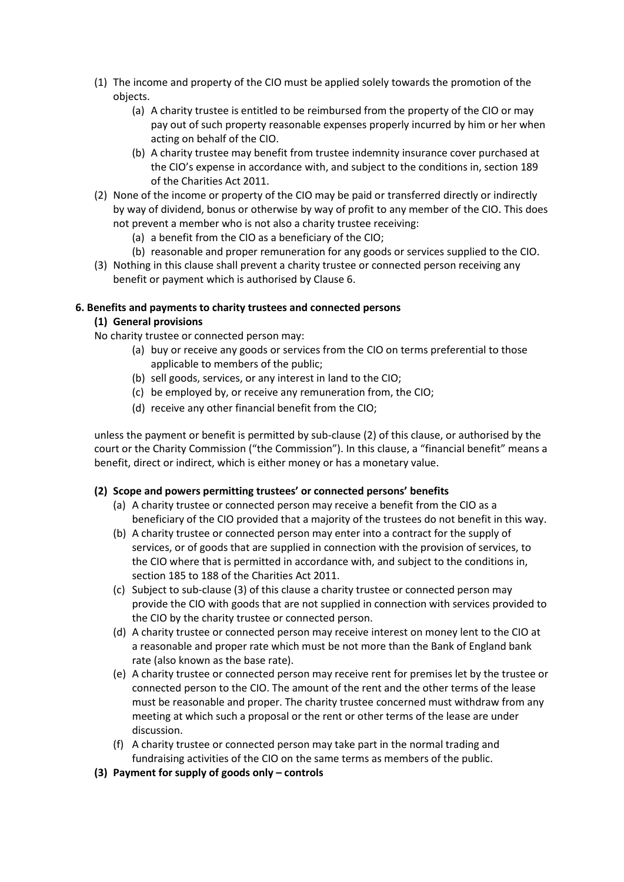(1) The income and property of the CIO must be applied solely towards the promotion of the objects.
   (a) A charity trustee is entitled to be reimbursed from the property of the CIO or may pay out of such property reasonable expenses properly incurred by him or her when acting on behalf of the CIO.
   (b) A charity trustee may benefit from trustee indemnity insurance cover purchased at the CIO's expense in accordance with, and subject to the conditions in, section 189 of the Charities Act 2011.

(2) None of the income or property of the CIO may be paid or transferred directly or indirectly by way of dividend, bonus or otherwise by way of profit to any member of the CIO. This does not prevent a member who is not also a charity trustee receiving:
   (a) a benefit from the CIO as a beneficiary of the CIO;
   (b) reasonable and proper remuneration for any goods or services supplied to the CIO.

(3) Nothing in this clause shall prevent a charity trustee or connected person receiving any benefit or payment which is authorised by Clause 6.

**6. Benefits and payments to charity trustees and connected persons**

**(1) General provisions**

No charity trustee or connected person may:

   (a) buy or receive any goods or services from the CIO on terms preferential to those applicable to members of the public;
   (b) sell goods, services, or any interest in land to the CIO;
   (c) be employed by, or receive any remuneration from, the CIO;
   (d) receive any other financial benefit from the CIO;

unless the payment or benefit is permitted by sub-clause (2) of this clause, or authorised by the court or the Charity Commission ("the Commission"). In this clause, a "financial benefit" means a benefit, direct or indirect, which is either money or has a monetary value.

**(2) Scope and powers permitting trustees' or connected persons' benefits**

   (a) A charity trustee or connected person may receive a benefit from the CIO as a beneficiary of the CIO provided that a majority of the trustees do not benefit in this way.
   (b) A charity trustee or connected person may enter into a contract for the supply of services, or of goods that are supplied in connection with the provision of services, to the CIO where that is permitted in accordance with, and subject to the conditions in, section 185 to 188 of the Charities Act 2011.
   (c) Subject to sub-clause (3) of this clause a charity trustee or connected person may provide the CIO with goods that are not supplied in connection with services provided to the CIO by the charity trustee or connected person.
   (d) A charity trustee or connected person may receive interest on money lent to the CIO at a reasonable and proper rate which must be not more than the Bank of England bank rate (also known as the base rate).
   (e) A charity trustee or connected person may receive rent for premises let by the trustee or connected person to the CIO. The amount of the rent and the other terms of the lease must be reasonable and proper. The charity trustee concerned must withdraw from any meeting at which such a proposal or the rent or other terms of the lease are under discussion.
   (f) A charity trustee or connected person may take part in the normal trading and fundraising activities of the CIO on the same terms as members of the public.

**(3) Payment for supply of goods only – controls**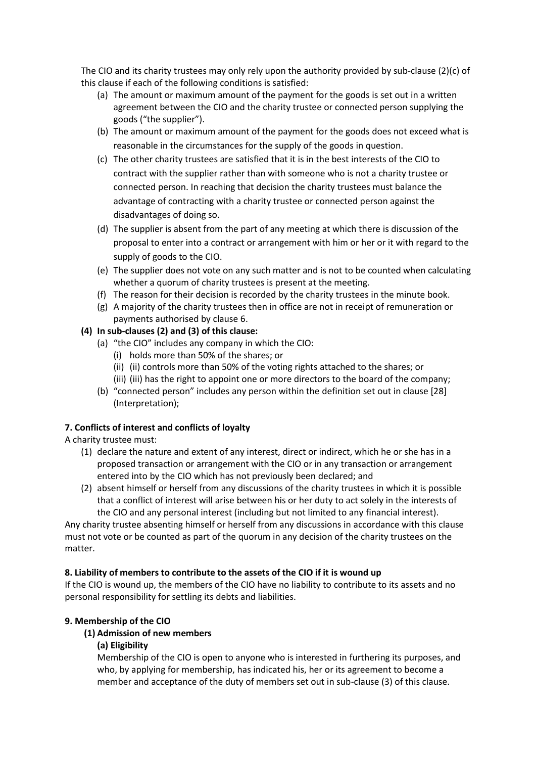The CIO and its charity trustees may only rely upon the authority provided by sub-clause (2)(c) of this clause if each of the following conditions is satisfied:

(a) The amount or maximum amount of the payment for the goods is set out in a written agreement between the CIO and the charity trustee or connected person supplying the goods ("the supplier").

(b) The amount or maximum amount of the payment for the goods does not exceed what is reasonable in the circumstances for the supply of the goods in question.

(c) The other charity trustees are satisfied that it is in the best interests of the CIO to contract with the supplier rather than with someone who is not a charity trustee or connected person. In reaching that decision the charity trustees must balance the advantage of contracting with a charity trustee or connected person against the disadvantages of doing so.

(d) The supplier is absent from the part of any meeting at which there is discussion of the proposal to enter into a contract or arrangement with him or her or it with regard to the supply of goods to the CIO.

(e) The supplier does not vote on any such matter and is not to be counted when calculating whether a quorum of charity trustees is present at the meeting.

(f) The reason for their decision is recorded by the charity trustees in the minute book.

(g) A majority of the charity trustees then in office are not in receipt of remuneration or payments authorised by clause 6.

**(4) In sub-clauses (2) and (3) of this clause:**

(a) "the CIO" includes any company in which the CIO:

(i) holds more than 50% of the shares; or

(ii) (ii) controls more than 50% of the voting rights attached to the shares; or

(iii) (iii) has the right to appoint one or more directors to the board of the company;

(b) "connected person" includes any person within the definition set out in clause [28] (Interpretation);

**7. Conflicts of interest and conflicts of loyalty**

A charity trustee must:

(1) declare the nature and extent of any interest, direct or indirect, which he or she has in a proposed transaction or arrangement with the CIO or in any transaction or arrangement entered into by the CIO which has not previously been declared; and

(2) absent himself or herself from any discussions of the charity trustees in which it is possible that a conflict of interest will arise between his or her duty to act solely in the interests of the CIO and any personal interest (including but not limited to any financial interest).

Any charity trustee absenting himself or herself from any discussions in accordance with this clause must not vote or be counted as part of the quorum in any decision of the charity trustees on the matter.

**8. Liability of members to contribute to the assets of the CIO if it is wound up**

If the CIO is wound up, the members of the CIO have no liability to contribute to its assets and no personal responsibility for settling its debts and liabilities.

**9. Membership of the CIO**

**(1) Admission of new members**

**(a) Eligibility**

Membership of the CIO is open to anyone who is interested in furthering its purposes, and who, by applying for membership, has indicated his, her or its agreement to become a member and acceptance of the duty of members set out in sub-clause (3) of this clause.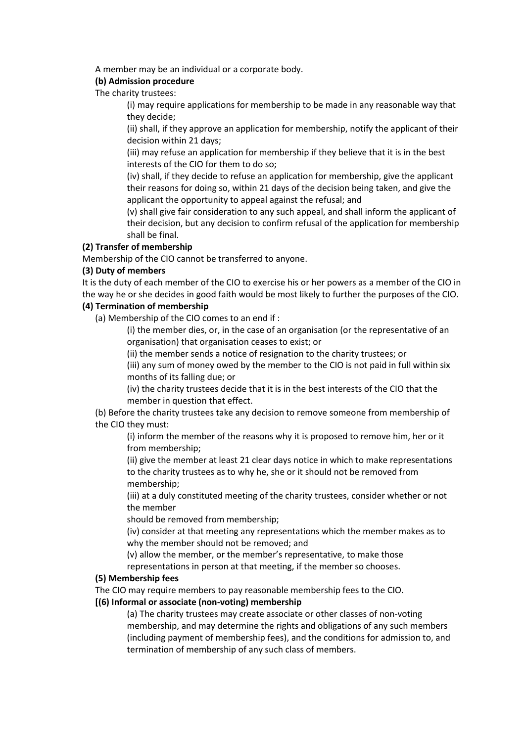A member may be an individual or a corporate body.

**(b) Admission procedure**

The charity trustees:

(i) may require applications for membership to be made in any reasonable way that they decide;

(ii) shall, if they approve an application for membership, notify the applicant of their decision within 21 days;

(iii) may refuse an application for membership if they believe that it is in the best interests of the CIO for them to do so;

(iv) shall, if they decide to refuse an application for membership, give the applicant their reasons for doing so, within 21 days of the decision being taken, and give the applicant the opportunity to appeal against the refusal; and

(v) shall give fair consideration to any such appeal, and shall inform the applicant of their decision, but any decision to confirm refusal of the application for membership shall be final.

**(2) Transfer of membership**

Membership of the CIO cannot be transferred to anyone.

**(3) Duty of members**

It is the duty of each member of the CIO to exercise his or her powers as a member of the CIO in the way he or she decides in good faith would be most likely to further the purposes of the CIO.

**(4) Termination of membership**

(a) Membership of the CIO comes to an end if :

(i) the member dies, or, in the case of an organisation (or the representative of an organisation) that organisation ceases to exist; or

(ii) the member sends a notice of resignation to the charity trustees; or

(iii) any sum of money owed by the member to the CIO is not paid in full within six months of its falling due; or

(iv) the charity trustees decide that it is in the best interests of the CIO that the member in question that effect.

(b) Before the charity trustees take any decision to remove someone from membership of the CIO they must:

(i) inform the member of the reasons why it is proposed to remove him, her or it from membership;

(ii) give the member at least 21 clear days notice in which to make representations to the charity trustees as to why he, she or it should not be removed from membership;

(iii) at a duly constituted meeting of the charity trustees, consider whether or not the member
should be removed from membership;

(iv) consider at that meeting any representations which the member makes as to why the member should not be removed; and

(v) allow the member, or the member's representative, to make those representations in person at that meeting, if the member so chooses.

**(5) Membership fees**

The CIO may require members to pay reasonable membership fees to the CIO.

**[(6) Informal or associate (non-voting) membership**

(a) The charity trustees may create associate or other classes of non-voting membership, and may determine the rights and obligations of any such members (including payment of membership fees), and the conditions for admission to, and termination of membership of any such class of members.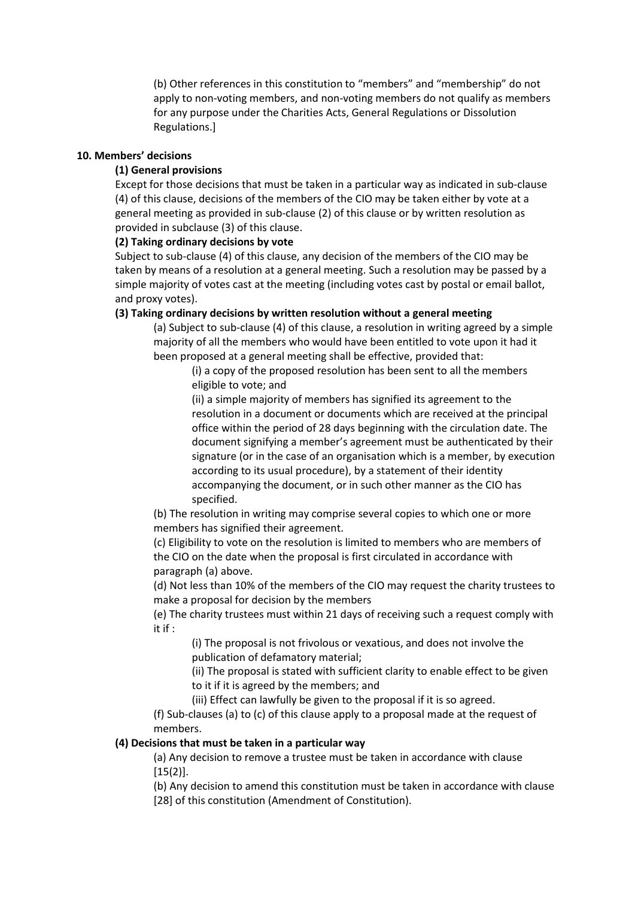(b) Other references in this constitution to "members" and "membership" do not apply to non-voting members, and non-voting members do not qualify as members for any purpose under the Charities Acts, General Regulations or Dissolution Regulations.]

**10. Members' decisions**

**(1) General provisions**

Except for those decisions that must be taken in a particular way as indicated in sub-clause (4) of this clause, decisions of the members of the CIO may be taken either by vote at a general meeting as provided in sub-clause (2) of this clause or by written resolution as provided in subclause (3) of this clause.

**(2) Taking ordinary decisions by vote**

Subject to sub-clause (4) of this clause, any decision of the members of the CIO may be taken by means of a resolution at a general meeting. Such a resolution may be passed by a simple majority of votes cast at the meeting (including votes cast by postal or email ballot, and proxy votes).

**(3) Taking ordinary decisions by written resolution without a general meeting**

(a) Subject to sub-clause (4) of this clause, a resolution in writing agreed by a simple majority of all the members who would have been entitled to vote upon it had it been proposed at a general meeting shall be effective, provided that:

(i) a copy of the proposed resolution has been sent to all the members eligible to vote; and

(ii) a simple majority of members has signified its agreement to the resolution in a document or documents which are received at the principal office within the period of 28 days beginning with the circulation date. The document signifying a member's agreement must be authenticated by their signature (or in the case of an organisation which is a member, by execution according to its usual procedure), by a statement of their identity accompanying the document, or in such other manner as the CIO has specified.

(b) The resolution in writing may comprise several copies to which one or more members has signified their agreement.

(c) Eligibility to vote on the resolution is limited to members who are members of the CIO on the date when the proposal is first circulated in accordance with paragraph (a) above.

(d) Not less than 10% of the members of the CIO may request the charity trustees to make a proposal for decision by the members

(e) The charity trustees must within 21 days of receiving such a request comply with it if :

(i) The proposal is not frivolous or vexatious, and does not involve the publication of defamatory material;

(ii) The proposal is stated with sufficient clarity to enable effect to be given to it if it is agreed by the members; and

(iii) Effect can lawfully be given to the proposal if it is so agreed.

(f) Sub-clauses (a) to (c) of this clause apply to a proposal made at the request of members.

**(4) Decisions that must be taken in a particular way**

(a) Any decision to remove a trustee must be taken in accordance with clause [15(2)].

(b) Any decision to amend this constitution must be taken in accordance with clause [28] of this constitution (Amendment of Constitution).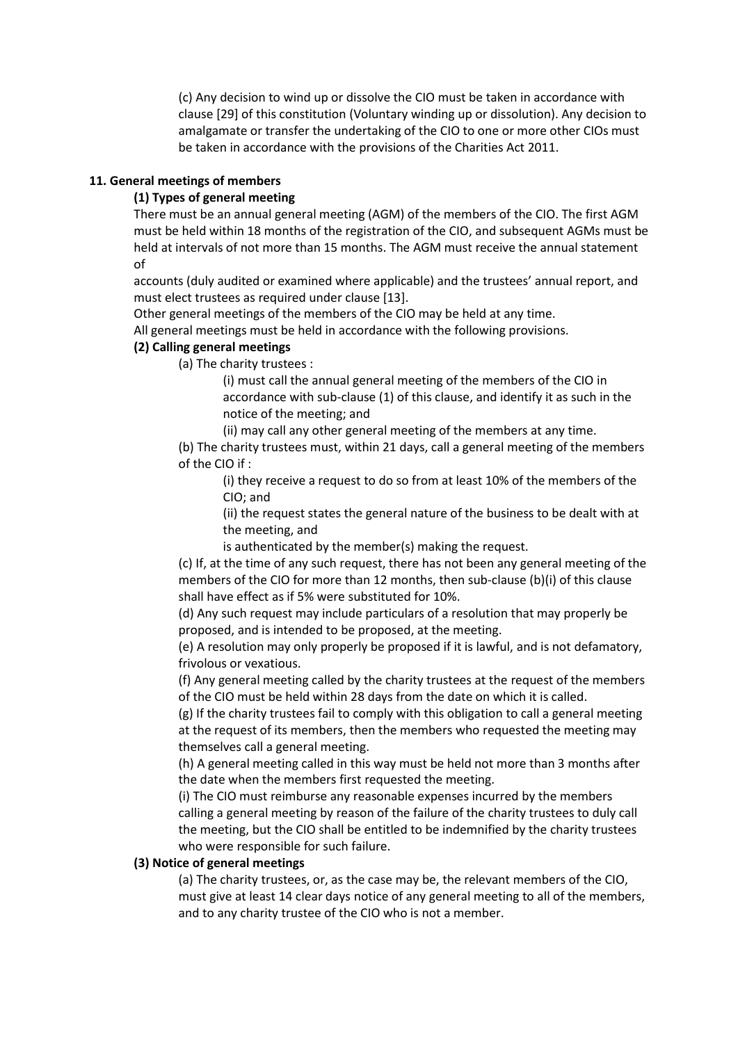(c) Any decision to wind up or dissolve the CIO must be taken in accordance with clause [29] of this constitution (Voluntary winding up or dissolution). Any decision to amalgamate or transfer the undertaking of the CIO to one or more other CIOs must be taken in accordance with the provisions of the Charities Act 2011.

**11. General meetings of members**

**(1) Types of general meeting**

There must be an annual general meeting (AGM) of the members of the CIO. The first AGM must be held within 18 months of the registration of the CIO, and subsequent AGMs must be held at intervals of not more than 15 months. The AGM must receive the annual statement of accounts (duly audited or examined where applicable) and the trustees' annual report, and must elect trustees as required under clause [13].

Other general meetings of the members of the CIO may be held at any time.

All general meetings must be held in accordance with the following provisions.

**(2) Calling general meetings**

(a) The charity trustees :

(i) must call the annual general meeting of the members of the CIO in accordance with sub-clause (1) of this clause, and identify it as such in the notice of the meeting; and

(ii) may call any other general meeting of the members at any time.

(b) The charity trustees must, within 21 days, call a general meeting of the members of the CIO if :

(i) they receive a request to do so from at least 10% of the members of the CIO; and

(ii) the request states the general nature of the business to be dealt with at the meeting, and

is authenticated by the member(s) making the request.

(c) If, at the time of any such request, there has not been any general meeting of the members of the CIO for more than 12 months, then sub-clause (b)(i) of this clause shall have effect as if 5% were substituted for 10%.

(d) Any such request may include particulars of a resolution that may properly be proposed, and is intended to be proposed, at the meeting.

(e) A resolution may only properly be proposed if it is lawful, and is not defamatory, frivolous or vexatious.

(f) Any general meeting called by the charity trustees at the request of the members of the CIO must be held within 28 days from the date on which it is called.

(g) If the charity trustees fail to comply with this obligation to call a general meeting at the request of its members, then the members who requested the meeting may themselves call a general meeting.

(h) A general meeting called in this way must be held not more than 3 months after the date when the members first requested the meeting.

(i) The CIO must reimburse any reasonable expenses incurred by the members calling a general meeting by reason of the failure of the charity trustees to duly call the meeting, but the CIO shall be entitled to be indemnified by the charity trustees who were responsible for such failure.

**(3) Notice of general meetings**

(a) The charity trustees, or, as the case may be, the relevant members of the CIO, must give at least 14 clear days notice of any general meeting to all of the members, and to any charity trustee of the CIO who is not a member.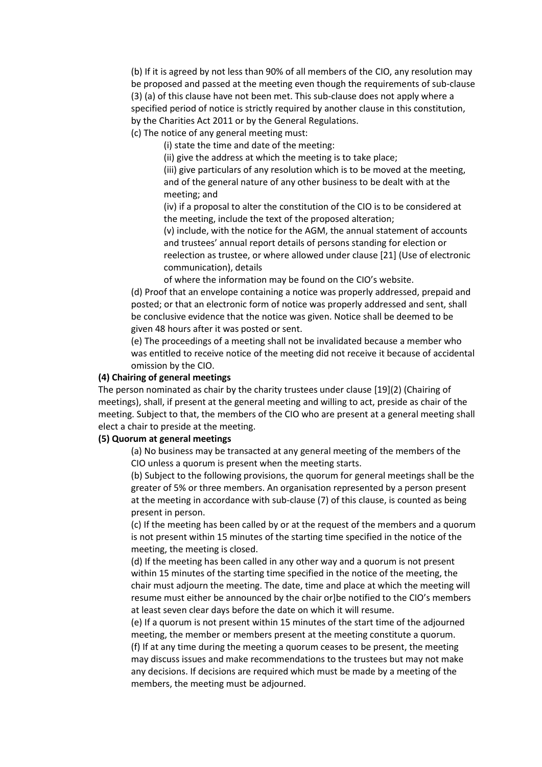(b) If it is agreed by not less than 90% of all members of the CIO, any resolution may be proposed and passed at the meeting even though the requirements of sub-clause (3) (a) of this clause have not been met. This sub-clause does not apply where a specified period of notice is strictly required by another clause in this constitution, by the Charities Act 2011 or by the General Regulations.

(c) The notice of any general meeting must:

(i) state the time and date of the meeting:

(ii) give the address at which the meeting is to take place;

(iii) give particulars of any resolution which is to be moved at the meeting, and of the general nature of any other business to be dealt with at the meeting; and

(iv) if a proposal to alter the constitution of the CIO is to be considered at the meeting, include the text of the proposed alteration;

(v) include, with the notice for the AGM, the annual statement of accounts and trustees' annual report details of persons standing for election or reelection as trustee, or where allowed under clause [21] (Use of electronic communication), details of where the information may be found on the CIO's website.

(d) Proof that an envelope containing a notice was properly addressed, prepaid and posted; or that an electronic form of notice was properly addressed and sent, shall be conclusive evidence that the notice was given. Notice shall be deemed to be given 48 hours after it was posted or sent.

(e) The proceedings of a meeting shall not be invalidated because a member who was entitled to receive notice of the meeting did not receive it because of accidental omission by the CIO.

**(4) Chairing of general meetings**

The person nominated as chair by the charity trustees under clause [19](2) (Chairing of meetings), shall, if present at the general meeting and willing to act, preside as chair of the meeting. Subject to that, the members of the CIO who are present at a general meeting shall elect a chair to preside at the meeting.

**(5) Quorum at general meetings**

(a) No business may be transacted at any general meeting of the members of the CIO unless a quorum is present when the meeting starts.

(b) Subject to the following provisions, the quorum for general meetings shall be the greater of 5% or three members. An organisation represented by a person present at the meeting in accordance with sub-clause (7) of this clause, is counted as being present in person.

(c) If the meeting has been called by or at the request of the members and a quorum is not present within 15 minutes of the starting time specified in the notice of the meeting, the meeting is closed.

(d) If the meeting has been called in any other way and a quorum is not present within 15 minutes of the starting time specified in the notice of the meeting, the chair must adjourn the meeting. The date, time and place at which the meeting will resume must either be announced by the chair or]be notified to the CIO's members at least seven clear days before the date on which it will resume.

(e) If a quorum is not present within 15 minutes of the start time of the adjourned meeting, the member or members present at the meeting constitute a quorum.

(f) If at any time during the meeting a quorum ceases to be present, the meeting may discuss issues and make recommendations to the trustees but may not make any decisions. If decisions are required which must be made by a meeting of the members, the meeting must be adjourned.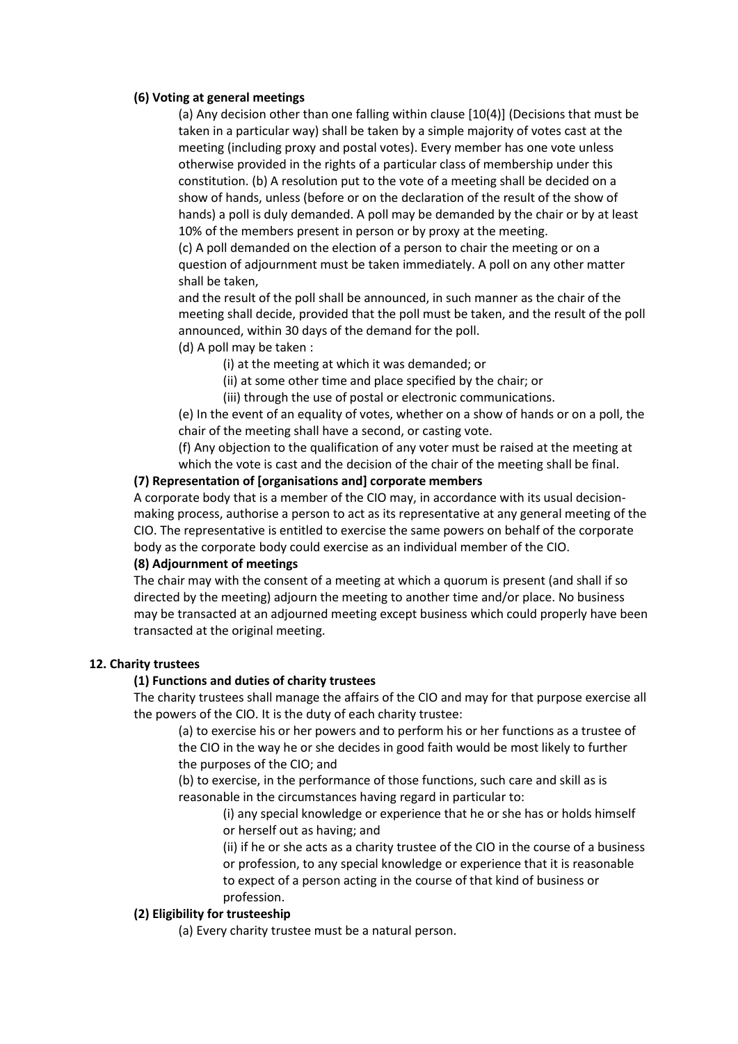**(6) Voting at general meetings**

(a) Any decision other than one falling within clause [10(4)] (Decisions that must be taken in a particular way) shall be taken by a simple majority of votes cast at the meeting (including proxy and postal votes). Every member has one vote unless otherwise provided in the rights of a particular class of membership under this constitution. (b) A resolution put to the vote of a meeting shall be decided on a show of hands, unless (before or on the declaration of the result of the show of hands) a poll is duly demanded. A poll may be demanded by the chair or by at least 10% of the members present in person or by proxy at the meeting.

(c) A poll demanded on the election of a person to chair the meeting or on a question of adjournment must be taken immediately. A poll on any other matter shall be taken,

and the result of the poll shall be announced, in such manner as the chair of the meeting shall decide, provided that the poll must be taken, and the result of the poll announced, within 30 days of the demand for the poll.

(d) A poll may be taken :

(i) at the meeting at which it was demanded; or

(ii) at some other time and place specified by the chair; or

(iii) through the use of postal or electronic communications.

(e) In the event of an equality of votes, whether on a show of hands or on a poll, the chair of the meeting shall have a second, or casting vote.

(f) Any objection to the qualification of any voter must be raised at the meeting at which the vote is cast and the decision of the chair of the meeting shall be final.

**(7) Representation of [organisations and] corporate members**

A corporate body that is a member of the CIO may, in accordance with its usual decision-making process, authorise a person to act as its representative at any general meeting of the CIO. The representative is entitled to exercise the same powers on behalf of the corporate body as the corporate body could exercise as an individual member of the CIO.

**(8) Adjournment of meetings**

The chair may with the consent of a meeting at which a quorum is present (and shall if so directed by the meeting) adjourn the meeting to another time and/or place. No business may be transacted at an adjourned meeting except business which could properly have been transacted at the original meeting.

**12. Charity trustees**

**(1) Functions and duties of charity trustees**

The charity trustees shall manage the affairs of the CIO and may for that purpose exercise all the powers of the CIO. It is the duty of each charity trustee:

(a) to exercise his or her powers and to perform his or her functions as a trustee of the CIO in the way he or she decides in good faith would be most likely to further the purposes of the CIO; and

(b) to exercise, in the performance of those functions, such care and skill as is reasonable in the circumstances having regard in particular to:

(i) any special knowledge or experience that he or she has or holds himself or herself out as having; and

(ii) if he or she acts as a charity trustee of the CIO in the course of a business or profession, to any special knowledge or experience that it is reasonable to expect of a person acting in the course of that kind of business or profession.

**(2) Eligibility for trusteeship**

(a) Every charity trustee must be a natural person.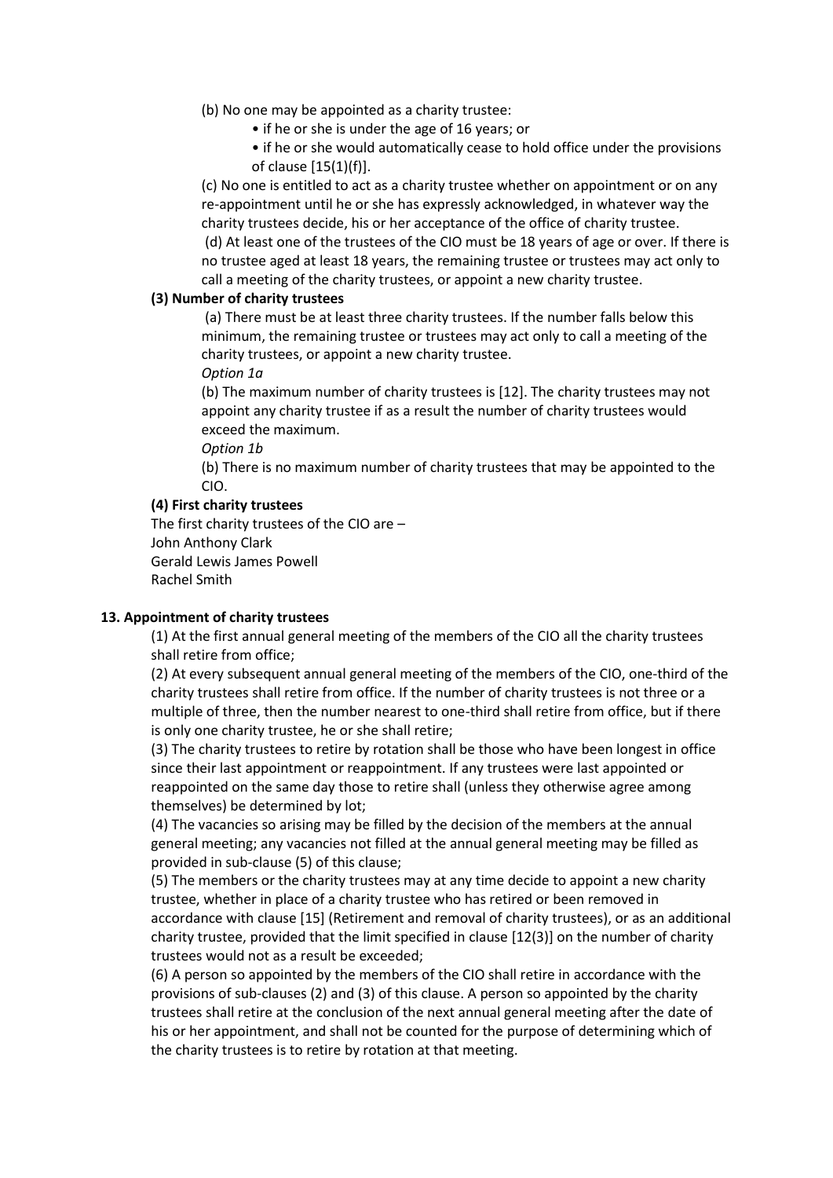(b) No one may be appointed as a charity trustee:

- if he or she is under the age of 16 years; or
- if he or she would automatically cease to hold office under the provisions of clause [15(1)(f)].

(c) No one is entitled to act as a charity trustee whether on appointment or on any re-appointment until he or she has expressly acknowledged, in whatever way the charity trustees decide, his or her acceptance of the office of charity trustee.

(d) At least one of the trustees of the CIO must be 18 years of age or over. If there is no trustee aged at least 18 years, the remaining trustee or trustees may act only to call a meeting of the charity trustees, or appoint a new charity trustee.

**(3) Number of charity trustees**

(a) There must be at least three charity trustees. If the number falls below this minimum, the remaining trustee or trustees may act only to call a meeting of the charity trustees, or appoint a new charity trustee.

*Option 1a*

(b) The maximum number of charity trustees is [12]. The charity trustees may not appoint any charity trustee if as a result the number of charity trustees would exceed the maximum.

*Option 1b*

(b) There is no maximum number of charity trustees that may be appointed to the CIO.

**(4) First charity trustees**

The first charity trustees of the CIO are –
John Anthony Clark
Gerald Lewis James Powell
Rachel Smith

**13. Appointment of charity trustees**

(1) At the first annual general meeting of the members of the CIO all the charity trustees shall retire from office;

(2) At every subsequent annual general meeting of the members of the CIO, one-third of the charity trustees shall retire from office. If the number of charity trustees is not three or a multiple of three, then the number nearest to one-third shall retire from office, but if there is only one charity trustee, he or she shall retire;

(3) The charity trustees to retire by rotation shall be those who have been longest in office since their last appointment or reappointment. If any trustees were last appointed or reappointed on the same day those to retire shall (unless they otherwise agree among themselves) be determined by lot;

(4) The vacancies so arising may be filled by the decision of the members at the annual general meeting; any vacancies not filled at the annual general meeting may be filled as provided in sub-clause (5) of this clause;

(5) The members or the charity trustees may at any time decide to appoint a new charity trustee, whether in place of a charity trustee who has retired or been removed in accordance with clause [15] (Retirement and removal of charity trustees), or as an additional charity trustee, provided that the limit specified in clause [12(3)] on the number of charity trustees would not as a result be exceeded;

(6) A person so appointed by the members of the CIO shall retire in accordance with the provisions of sub-clauses (2) and (3) of this clause. A person so appointed by the charity trustees shall retire at the conclusion of the next annual general meeting after the date of his or her appointment, and shall not be counted for the purpose of determining which of the charity trustees is to retire by rotation at that meeting.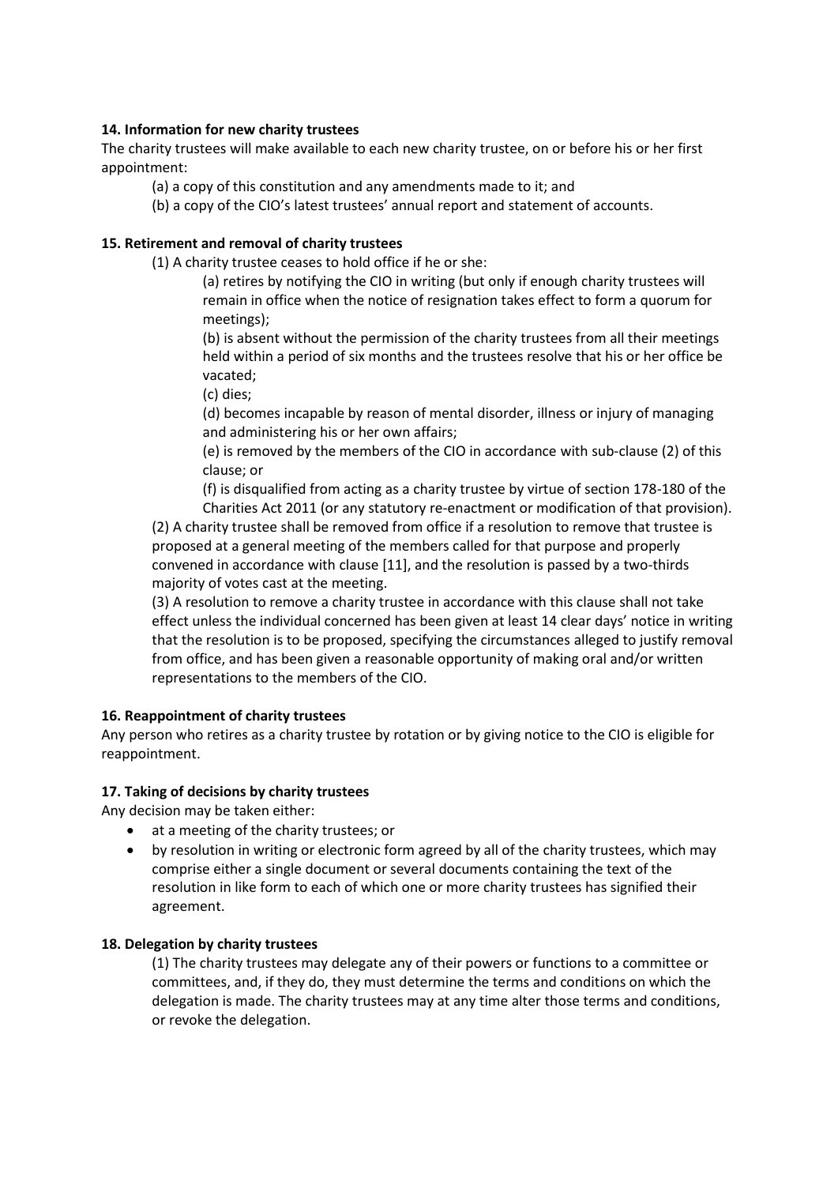**14. Information for new charity trustees**

The charity trustees will make available to each new charity trustee, on or before his or her first appointment:

(a) a copy of this constitution and any amendments made to it; and

(b) a copy of the CIO's latest trustees' annual report and statement of accounts.

**15. Retirement and removal of charity trustees**

(1) A charity trustee ceases to hold office if he or she:

(a) retires by notifying the CIO in writing (but only if enough charity trustees will remain in office when the notice of resignation takes effect to form a quorum for meetings);

(b) is absent without the permission of the charity trustees from all their meetings held within a period of six months and the trustees resolve that his or her office be vacated;

(c) dies;

(d) becomes incapable by reason of mental disorder, illness or injury of managing and administering his or her own affairs;

(e) is removed by the members of the CIO in accordance with sub-clause (2) of this clause; or

(f) is disqualified from acting as a charity trustee by virtue of section 178-180 of the Charities Act 2011 (or any statutory re-enactment or modification of that provision).

(2) A charity trustee shall be removed from office if a resolution to remove that trustee is proposed at a general meeting of the members called for that purpose and properly convened in accordance with clause [11], and the resolution is passed by a two-thirds majority of votes cast at the meeting.

(3) A resolution to remove a charity trustee in accordance with this clause shall not take effect unless the individual concerned has been given at least 14 clear days' notice in writing that the resolution is to be proposed, specifying the circumstances alleged to justify removal from office, and has been given a reasonable opportunity of making oral and/or written representations to the members of the CIO.

**16. Reappointment of charity trustees**

Any person who retires as a charity trustee by rotation or by giving notice to the CIO is eligible for reappointment.

**17. Taking of decisions by charity trustees**

Any decision may be taken either:

- at a meeting of the charity trustees; or
- by resolution in writing or electronic form agreed by all of the charity trustees, which may comprise either a single document or several documents containing the text of the resolution in like form to each of which one or more charity trustees has signified their agreement.

**18. Delegation by charity trustees**

(1) The charity trustees may delegate any of their powers or functions to a committee or committees, and, if they do, they must determine the terms and conditions on which the delegation is made. The charity trustees may at any time alter those terms and conditions, or revoke the delegation.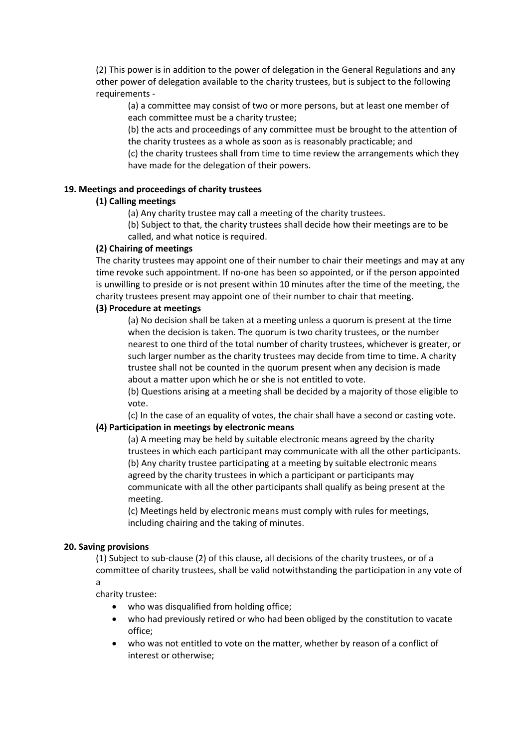(2) This power is in addition to the power of delegation in the General Regulations and any other power of delegation available to the charity trustees, but is subject to the following requirements -

(a) a committee may consist of two or more persons, but at least one member of each committee must be a charity trustee;

(b) the acts and proceedings of any committee must be brought to the attention of the charity trustees as a whole as soon as is reasonably practicable; and

(c) the charity trustees shall from time to time review the arrangements which they have made for the delegation of their powers.

**19. Meetings and proceedings of charity trustees**

**(1) Calling meetings**

(a) Any charity trustee may call a meeting of the charity trustees.

(b) Subject to that, the charity trustees shall decide how their meetings are to be called, and what notice is required.

**(2) Chairing of meetings**

The charity trustees may appoint one of their number to chair their meetings and may at any time revoke such appointment. If no-one has been so appointed, or if the person appointed is unwilling to preside or is not present within 10 minutes after the time of the meeting, the charity trustees present may appoint one of their number to chair that meeting.

**(3) Procedure at meetings**

(a) No decision shall be taken at a meeting unless a quorum is present at the time when the decision is taken. The quorum is two charity trustees, or the number nearest to one third of the total number of charity trustees, whichever is greater, or such larger number as the charity trustees may decide from time to time. A charity trustee shall not be counted in the quorum present when any decision is made about a matter upon which he or she is not entitled to vote.

(b) Questions arising at a meeting shall be decided by a majority of those eligible to vote.

(c) In the case of an equality of votes, the chair shall have a second or casting vote.

**(4) Participation in meetings by electronic means**

(a) A meeting may be held by suitable electronic means agreed by the charity trustees in which each participant may communicate with all the other participants.

(b) Any charity trustee participating at a meeting by suitable electronic means agreed by the charity trustees in which a participant or participants may communicate with all the other participants shall qualify as being present at the meeting.

(c) Meetings held by electronic means must comply with rules for meetings, including chairing and the taking of minutes.

**20. Saving provisions**

(1) Subject to sub-clause (2) of this clause, all decisions of the charity trustees, or of a committee of charity trustees, shall be valid notwithstanding the participation in any vote of a
charity trustee:

- who was disqualified from holding office;
- who had previously retired or who had been obliged by the constitution to vacate office;
- who was not entitled to vote on the matter, whether by reason of a conflict of interest or otherwise;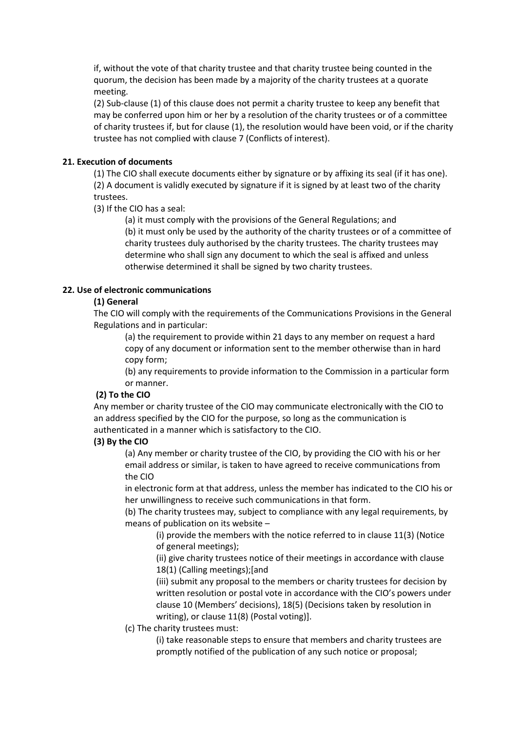if, without the vote of that charity trustee and that charity trustee being counted in the quorum, the decision has been made by a majority of the charity trustees at a quorate meeting.

(2) Sub-clause (1) of this clause does not permit a charity trustee to keep any benefit that may be conferred upon him or her by a resolution of the charity trustees or of a committee of charity trustees if, but for clause (1), the resolution would have been void, or if the charity trustee has not complied with clause 7 (Conflicts of interest).

**21. Execution of documents**

(1) The CIO shall execute documents either by signature or by affixing its seal (if it has one).

(2) A document is validly executed by signature if it is signed by at least two of the charity trustees.

(3) If the CIO has a seal:

(a) it must comply with the provisions of the General Regulations; and

(b) it must only be used by the authority of the charity trustees or of a committee of charity trustees duly authorised by the charity trustees. The charity trustees may determine who shall sign any document to which the seal is affixed and unless otherwise determined it shall be signed by two charity trustees.

**22. Use of electronic communications**

**(1) General**

The CIO will comply with the requirements of the Communications Provisions in the General Regulations and in particular:

(a) the requirement to provide within 21 days to any member on request a hard copy of any document or information sent to the member otherwise than in hard copy form;

(b) any requirements to provide information to the Commission in a particular form or manner.

**(2) To the CIO**

Any member or charity trustee of the CIO may communicate electronically with the CIO to an address specified by the CIO for the purpose, so long as the communication is authenticated in a manner which is satisfactory to the CIO.

**(3) By the CIO**

(a) Any member or charity trustee of the CIO, by providing the CIO with his or her email address or similar, is taken to have agreed to receive communications from the CIO
in electronic form at that address, unless the member has indicated to the CIO his or her unwillingness to receive such communications in that form.

(b) The charity trustees may, subject to compliance with any legal requirements, by means of publication on its website –

(i) provide the members with the notice referred to in clause 11(3) (Notice of general meetings);

(ii) give charity trustees notice of their meetings in accordance with clause 18(1) (Calling meetings);[and

(iii) submit any proposal to the members or charity trustees for decision by written resolution or postal vote in accordance with the CIO's powers under clause 10 (Members' decisions), 18(5) (Decisions taken by resolution in writing), or clause 11(8) (Postal voting)].

(c) The charity trustees must:

(i) take reasonable steps to ensure that members and charity trustees are promptly notified of the publication of any such notice or proposal;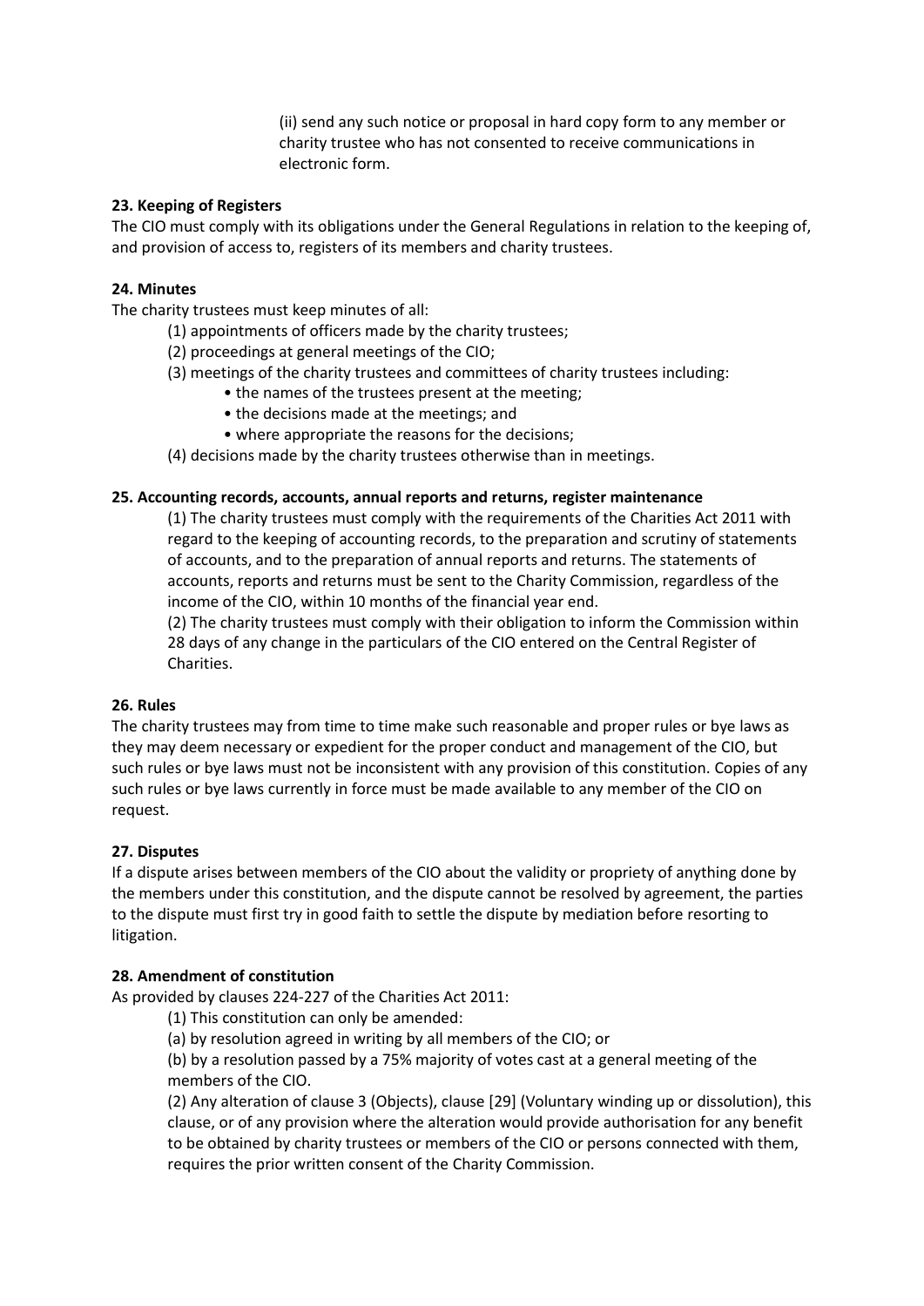(ii) send any such notice or proposal in hard copy form to any member or charity trustee who has not consented to receive communications in electronic form.

**23. Keeping of Registers**

The CIO must comply with its obligations under the General Regulations in relation to the keeping of, and provision of access to, registers of its members and charity trustees.

**24. Minutes**

The charity trustees must keep minutes of all:

(1) appointments of officers made by the charity trustees;

(2) proceedings at general meetings of the CIO;

(3) meetings of the charity trustees and committees of charity trustees including:

- the names of the trustees present at the meeting;
- the decisions made at the meetings; and
- where appropriate the reasons for the decisions;

(4) decisions made by the charity trustees otherwise than in meetings.

**25. Accounting records, accounts, annual reports and returns, register maintenance**

(1) The charity trustees must comply with the requirements of the Charities Act 2011 with regard to the keeping of accounting records, to the preparation and scrutiny of statements of accounts, and to the preparation of annual reports and returns. The statements of accounts, reports and returns must be sent to the Charity Commission, regardless of the income of the CIO, within 10 months of the financial year end.

(2) The charity trustees must comply with their obligation to inform the Commission within 28 days of any change in the particulars of the CIO entered on the Central Register of Charities.

**26. Rules**

The charity trustees may from time to time make such reasonable and proper rules or bye laws as they may deem necessary or expedient for the proper conduct and management of the CIO, but such rules or bye laws must not be inconsistent with any provision of this constitution. Copies of any such rules or bye laws currently in force must be made available to any member of the CIO on request.

**27. Disputes**

If a dispute arises between members of the CIO about the validity or propriety of anything done by the members under this constitution, and the dispute cannot be resolved by agreement, the parties to the dispute must first try in good faith to settle the dispute by mediation before resorting to litigation.

**28. Amendment of constitution**

As provided by clauses 224-227 of the Charities Act 2011:

(1) This constitution can only be amended:

(a) by resolution agreed in writing by all members of the CIO; or

(b) by a resolution passed by a 75% majority of votes cast at a general meeting of the members of the CIO.

(2) Any alteration of clause 3 (Objects), clause [29] (Voluntary winding up or dissolution), this clause, or of any provision where the alteration would provide authorisation for any benefit to be obtained by charity trustees or members of the CIO or persons connected with them, requires the prior written consent of the Charity Commission.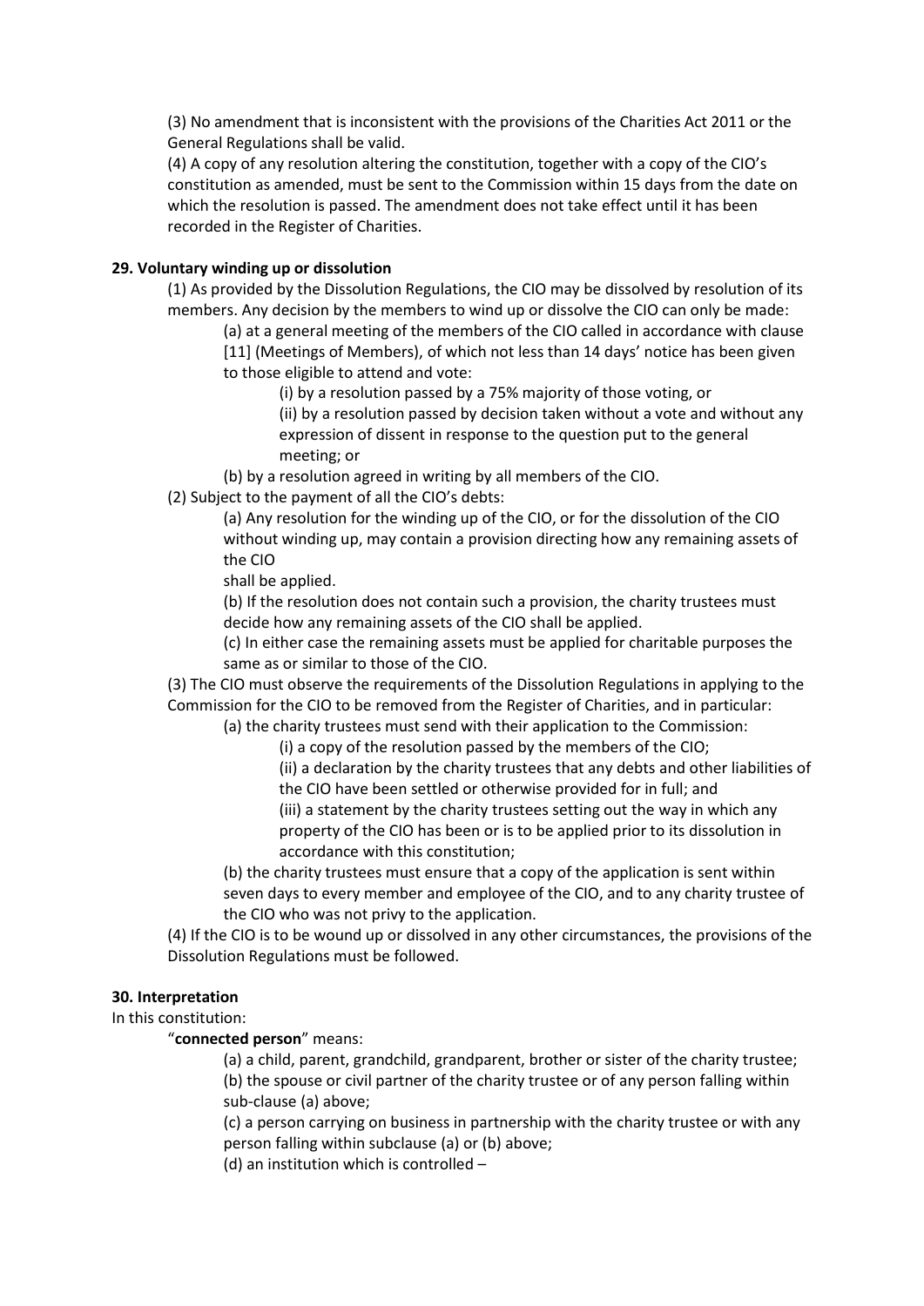(3) No amendment that is inconsistent with the provisions of the Charities Act 2011 or the General Regulations shall be valid.

(4) A copy of any resolution altering the constitution, together with a copy of the CIO's constitution as amended, must be sent to the Commission within 15 days from the date on which the resolution is passed. The amendment does not take effect until it has been recorded in the Register of Charities.

**29. Voluntary winding up or dissolution**

(1) As provided by the Dissolution Regulations, the CIO may be dissolved by resolution of its members. Any decision by the members to wind up or dissolve the CIO can only be made:

(a) at a general meeting of the members of the CIO called in accordance with clause [11] (Meetings of Members), of which not less than 14 days' notice has been given to those eligible to attend and vote:

(i) by a resolution passed by a 75% majority of those voting, or

(ii) by a resolution passed by decision taken without a vote and without any expression of dissent in response to the question put to the general meeting; or

(b) by a resolution agreed in writing by all members of the CIO.

(2) Subject to the payment of all the CIO's debts:

(a) Any resolution for the winding up of the CIO, or for the dissolution of the CIO without winding up, may contain a provision directing how any remaining assets of the CIO
shall be applied.

(b) If the resolution does not contain such a provision, the charity trustees must decide how any remaining assets of the CIO shall be applied.

(c) In either case the remaining assets must be applied for charitable purposes the same as or similar to those of the CIO.

(3) The CIO must observe the requirements of the Dissolution Regulations in applying to the Commission for the CIO to be removed from the Register of Charities, and in particular:

(a) the charity trustees must send with their application to the Commission:

(i) a copy of the resolution passed by the members of the CIO;

(ii) a declaration by the charity trustees that any debts and other liabilities of the CIO have been settled or otherwise provided for in full; and

(iii) a statement by the charity trustees setting out the way in which any property of the CIO has been or is to be applied prior to its dissolution in accordance with this constitution;

(b) the charity trustees must ensure that a copy of the application is sent within seven days to every member and employee of the CIO, and to any charity trustee of the CIO who was not privy to the application.

(4) If the CIO is to be wound up or dissolved in any other circumstances, the provisions of the Dissolution Regulations must be followed.

**30. Interpretation**

In this constitution:

"**connected person**" means:

(a) a child, parent, grandchild, grandparent, brother or sister of the charity trustee;

(b) the spouse or civil partner of the charity trustee or of any person falling within sub-clause (a) above;

(c) a person carrying on business in partnership with the charity trustee or with any person falling within subclause (a) or (b) above;

(d) an institution which is controlled –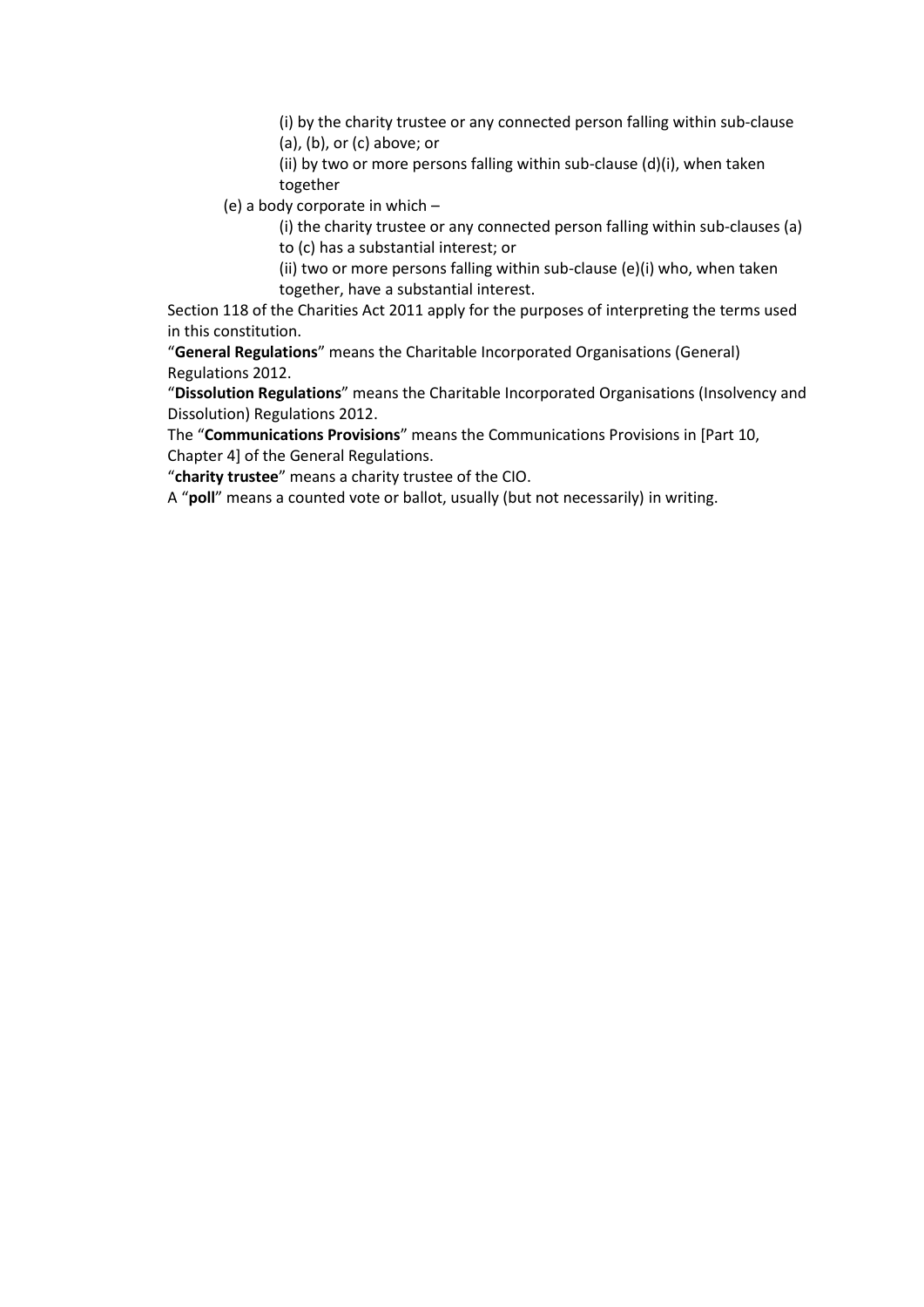(i) by the charity trustee or any connected person falling within sub-clause (a), (b), or (c) above; or

(ii) by two or more persons falling within sub-clause (d)(i), when taken together

(e) a body corporate in which –

(i) the charity trustee or any connected person falling within sub-clauses (a) to (c) has a substantial interest; or

(ii) two or more persons falling within sub-clause (e)(i) who, when taken together, have a substantial interest.

Section 118 of the Charities Act 2011 apply for the purposes of interpreting the terms used in this constitution.

"**General Regulations**" means the Charitable Incorporated Organisations (General) Regulations 2012.

"**Dissolution Regulations**" means the Charitable Incorporated Organisations (Insolvency and Dissolution) Regulations 2012.

The "**Communications Provisions**" means the Communications Provisions in [Part 10, Chapter 4] of the General Regulations.

"**charity trustee**" means a charity trustee of the CIO.

A "**poll**" means a counted vote or ballot, usually (but not necessarily) in writing.